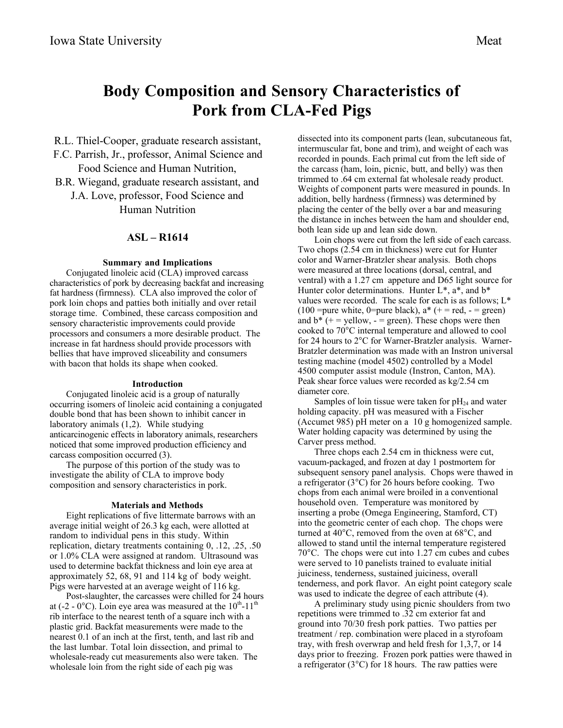# Body Composition and Sensory Characteristics of Pork from CLA-Fed Pigs

R.L. Thiel-Cooper, graduate research assistant,
F.C. Parrish, Jr., professor, Animal Science and Food Science and Human Nutrition,
B.R. Wiegand, graduate research assistant, and
J.A. Love, professor, Food Science and Human Nutrition

## ASL – R1614

### Summary and Implications

Conjugated linoleic acid (CLA) improved carcass characteristics of pork by decreasing backfat and increasing fat hardness (firmness). CLA also improved the color of pork loin chops and patties both initially and over retail storage time. Combined, these carcass composition and sensory characteristic improvements could provide processors and consumers a more desirable product. The increase in fat hardness should provide processors with bellies that have improved sliceability and consumers with bacon that holds its shape when cooked.

### Introduction

Conjugated linoleic acid is a group of naturally occurring isomers of linoleic acid containing a conjugated double bond that has been shown to inhibit cancer in laboratory animals (1,2). While studying anticarcinogenic effects in laboratory animals, researchers noticed that some improved production efficiency and carcass composition occurred (3).

The purpose of this portion of the study was to investigate the ability of CLA to improve body composition and sensory characteristics in pork.

### Materials and Methods

Eight replications of five littermate barrows with an average initial weight of 26.3 kg each, were allotted at random to individual pens in this study. Within replication, dietary treatments containing 0, .12, .25, .50 or 1.0% CLA were assigned at random. Ultrasound was used to determine backfat thickness and loin eye area at approximately 52, 68, 91 and 114 kg of body weight. Pigs were harvested at an average weight of 116 kg.

Post-slaughter, the carcasses were chilled for 24 hours at (-2 - 0°C). Loin eye area was measured at the $10^{th}$-$11^{th}$ rib interface to the nearest tenth of a square inch with a plastic grid. Backfat measurements were made to the nearest 0.1 of an inch at the first, tenth, and last rib and the last lumbar. Total loin dissection, and primal to wholesale-ready cut measurements also were taken. The wholesale loin from the right side of each pig was dissected into its component parts (lean, subcutaneous fat, intermuscular fat, bone and trim), and weight of each was recorded in pounds. Each primal cut from the left side of the carcass (ham, loin, picnic, butt, and belly) was then trimmed to .64 cm external fat wholesale ready product. Weights of component parts were measured in pounds. In addition, belly hardness (firmness) was determined by placing the center of the belly over a bar and measuring the distance in inches between the ham and shoulder end, both lean side up and lean side down.

Loin chops were cut from the left side of each carcass. Two chops (2.54 cm in thickness) were cut for Hunter color and Warner-Bratzler shear analysis. Both chops were measured at three locations (dorsal, central, and ventral) with a 1.27 cm appeture and D65 light source for Hunter color determinations. Hunter L*, a*, and b* values were recorded. The scale for each is as follows; L* (100 =pure white, 0=pure black), a* (+ = red, - = green) and b* (+ = yellow, - = green). These chops were then cooked to 70°C internal temperature and allowed to cool for 24 hours to 2°C for Warner-Bratzler analysis. Warner-Bratzler determination was made with an Instron universal testing machine (model 4502) controlled by a Model 4500 computer assist module (Instron, Canton, MA). Peak shear force values were recorded as kg/2.54 cm diameter core.

Samples of loin tissue were taken for $pH_{24}$ and water holding capacity. pH was measured with a Fischer (Accumet 985) pH meter on a 10 g homogenized sample. Water holding capacity was determined by using the Carver press method.

Three chops each 2.54 cm in thickness were cut, vacuum-packaged, and frozen at day 1 postmortem for subsequent sensory panel analysis. Chops were thawed in a refrigerator (3°C) for 26 hours before cooking. Two chops from each animal were broiled in a conventional household oven. Temperature was monitored by inserting a probe (Omega Engineering, Stamford, CT) into the geometric center of each chop. The chops were turned at 40°C, removed from the oven at 68°C, and allowed to stand until the internal temperature registered 70°C. The chops were cut into 1.27 cm cubes and cubes were served to 10 panelists trained to evaluate initial juiciness, tenderness, sustained juiciness, overall tenderness, and pork flavor. An eight point category scale was used to indicate the degree of each attribute (4).

A preliminary study using picnic shoulders from two repetitions were trimmed to .32 cm exterior fat and ground into 70/30 fresh pork patties. Two patties per treatment / rep. combination were placed in a styrofoam tray, with fresh overwrap and held fresh for 1,3,7, or 14 days prior to freezing. Frozen pork patties were thawed in a refrigerator (3°C) for 18 hours. The raw patties were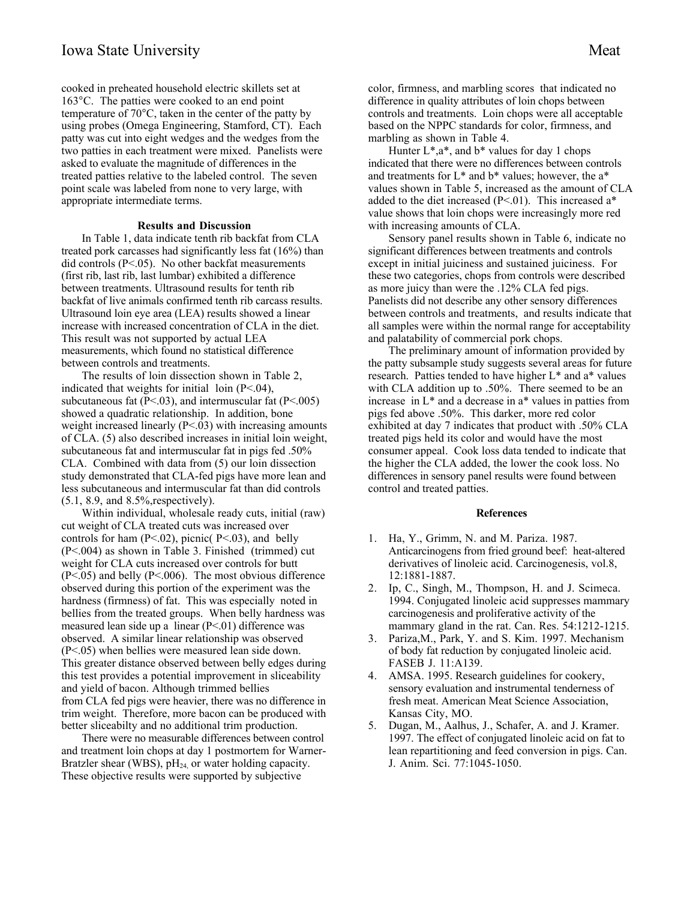cooked in preheated household electric skillets set at 163°C. The patties were cooked to an end point temperature of 70°C, taken in the center of the patty by using probes (Omega Engineering, Stamford, CT). Each patty was cut into eight wedges and the wedges from the two patties in each treatment were mixed. Panelists were asked to evaluate the magnitude of differences in the treated patties relative to the labeled control. The seven point scale was labeled from none to very large, with appropriate intermediate terms.

## Results and Discussion

In Table 1, data indicate tenth rib backfat from CLA treated pork carcasses had significantly less fat (16%) than did controls ($P<.05$). No other backfat measurements (first rib, last rib, last lumbar) exhibited a difference between treatments. Ultrasound results for tenth rib backfat of live animals confirmed tenth rib carcass results. Ultrasound loin eye area (LEA) results showed a linear increase with increased concentration of CLA in the diet. This result was not supported by actual LEA measurements, which found no statistical difference between controls and treatments.

The results of loin dissection shown in Table 2, indicated that weights for initial loin ($P<.04$), subcutaneous fat ($P<.03$), and intermuscular fat ($P<.005$) showed a quadratic relationship. In addition, bone weight increased linearly ($P<.03$) with increasing amounts of CLA. (5) also described increases in initial loin weight, subcutaneous fat and intermuscular fat in pigs fed .50% CLA. Combined with data from (5) our loin dissection study demonstrated that CLA-fed pigs have more lean and less subcutaneous and intermuscular fat than did controls (5.1, 8.9, and 8.5%,respectively).

Within individual, wholesale ready cuts, initial (raw) cut weight of CLA treated cuts was increased over controls for ham ($P<.02$), picnic( $P<.03$), and belly ($P<.004$) as shown in Table 3. Finished (trimmed) cut weight for CLA cuts increased over controls for butt ($P<.05$) and belly ($P<.006$). The most obvious difference observed during this portion of the experiment was the hardness (firmness) of fat. This was especially noted in bellies from the treated groups. When belly hardness was measured lean side up a linear ($P<.01$) difference was observed. A similar linear relationship was observed ($P<.05$) when bellies were measured lean side down. This greater distance observed between belly edges during this test provides a potential improvement in sliceability and yield of bacon. Although trimmed bellies from CLA fed pigs were heavier, there was no difference in trim weight. Therefore, more bacon can be produced with better sliceabilty and no additional trim production.

There were no measurable differences between control and treatment loin chops at day 1 postmortem for Warner-Bratzler shear (WBS), $pH_{24,}$ or water holding capacity. These objective results were supported by subjective color, firmness, and marbling scores that indicated no difference in quality attributes of loin chops between controls and treatments. Loin chops were all acceptable based on the NPPC standards for color, firmness, and marbling as shown in Table 4.

Hunter L*,a*, and b* values for day 1 chops indicated that there were no differences between controls and treatments for L* and b* values; however, the a* values shown in Table 5, increased as the amount of CLA added to the diet increased ($P<.01$). This increased a* value shows that loin chops were increasingly more red with increasing amounts of CLA.

Sensory panel results shown in Table 6, indicate no significant differences between treatments and controls except in initial juiciness and sustained juiciness. For these two categories, chops from controls were described as more juicy than were the .12% CLA fed pigs. Panelists did not describe any other sensory differences between controls and treatments, and results indicate that all samples were within the normal range for acceptability and palatability of commercial pork chops.

The preliminary amount of information provided by the patty subsample study suggests several areas for future research. Patties tended to have higher L* and a* values with CLA addition up to .50%. There seemed to be an increase in L* and a decrease in a* values in patties from pigs fed above .50%. This darker, more red color exhibited at day 7 indicates that product with .50% CLA treated pigs held its color and would have the most consumer appeal. Cook loss data tended to indicate that the higher the CLA added, the lower the cook loss. No differences in sensory panel results were found between control and treated patties.

## References

1. Ha, Y., Grimm, N. and M. Pariza. 1987. Anticarcinogens from fried ground beef: heat-altered derivatives of linoleic acid. Carcinogenesis, vol.8, 12:1881-1887.
2. Ip, C., Singh, M., Thompson, H. and J. Scimeca. 1994. Conjugated linoleic acid suppresses mammary carcinogenesis and proliferative activity of the mammary gland in the rat. Can. Res. 54:1212-1215.
3. Pariza,M., Park, Y. and S. Kim. 1997. Mechanism of body fat reduction by conjugated linoleic acid. FASEB J. 11:A139.
4. AMSA. 1995. Research guidelines for cookery, sensory evaluation and instrumental tenderness of fresh meat. American Meat Science Association, Kansas City, MO.
5. Dugan, M., Aalhus, J., Schafer, A. and J. Kramer. 1997. The effect of conjugated linoleic acid on fat to lean repartitioning and feed conversion in pigs. Can. J. Anim. Sci. 77:1045-1050.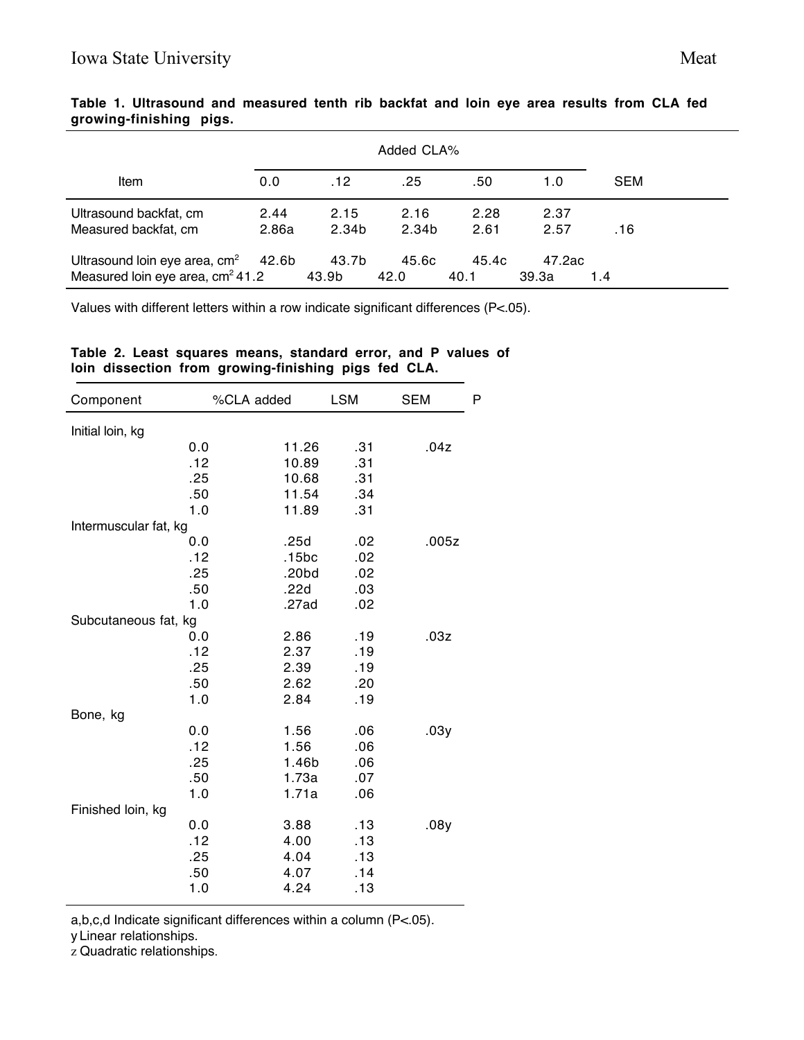**Table 1. Ultrasound and measured tenth rib backfat and loin eye area results from CLA fed growing-finishing pigs.**

| Item | Added CLA% | | | | | SEM |
|---|---|---|---|---|---|---|
| | 0.0 | .12 | .25 | .50 | 1.0 | |
| Ultrasound backfat, cm | 2.44 | 2.15 | 2.16 | 2.28 | 2.37 | |
| Measured backfat, cm | 2.86a | 2.34b | 2.34b | 2.61 | 2.57 | .16 |
| Ultrasound loin eye area, $cm^2$ | 42.6b | 43.7b | 45.6c | 45.4c | 47.2ac | |
| Measured loin eye area, $cm^2$ | 41.2 | 43.9b | 42.0 | 40.1 | 39.3a | 1.4 |

Values with different letters within a row indicate significant differences (P<.05).

**Table 2. Least squares means, standard error, and P values of loin dissection from growing-finishing pigs fed CLA.**

| Component | %CLA added | LSM | SEM | P |
|---|---|---|---|---|
| Initial loin, kg | | | | |
| | 0.0 | 11.26 | .31 | .04z |
| | .12 | 10.89 | .31 | |
| | .25 | 10.68 | .31 | |
| | .50 | 11.54 | .34 | |
| | 1.0 | 11.89 | .31 | |
| Intermuscular fat, kg | | | | |
| | 0.0 | .25d | .02 | .005z |
| | .12 | .15bc | .02 | |
| | .25 | .20bd | .02 | |
| | .50 | .22d | .03 | |
| | 1.0 | .27ad | .02 | |
| Subcutaneous fat, kg | | | | |
| | 0.0 | 2.86 | .19 | .03z |
| | .12 | 2.37 | .19 | |
| | .25 | 2.39 | .19 | |
| | .50 | 2.62 | .20 | |
| | 1.0 | 2.84 | .19 | |
| Bone, kg | | | | |
| | 0.0 | 1.56 | .06 | .03y |
| | .12 | 1.56 | .06 | |
| | .25 | 1.46b | .06 | |
| | .50 | 1.73a | .07 | |
| | 1.0 | 1.71a | .06 | |
| Finished loin, kg | | | | |
| | 0.0 | 3.88 | .13 | .08y |
| | .12 | 4.00 | .13 | |
| | .25 | 4.04 | .13 | |
| | .50 | 4.07 | .14 | |
| | 1.0 | 4.24 | .13 | |

a,b,c,d Indicate significant differences within a column (P<.05).
y Linear relationships.
z Quadratic relationships.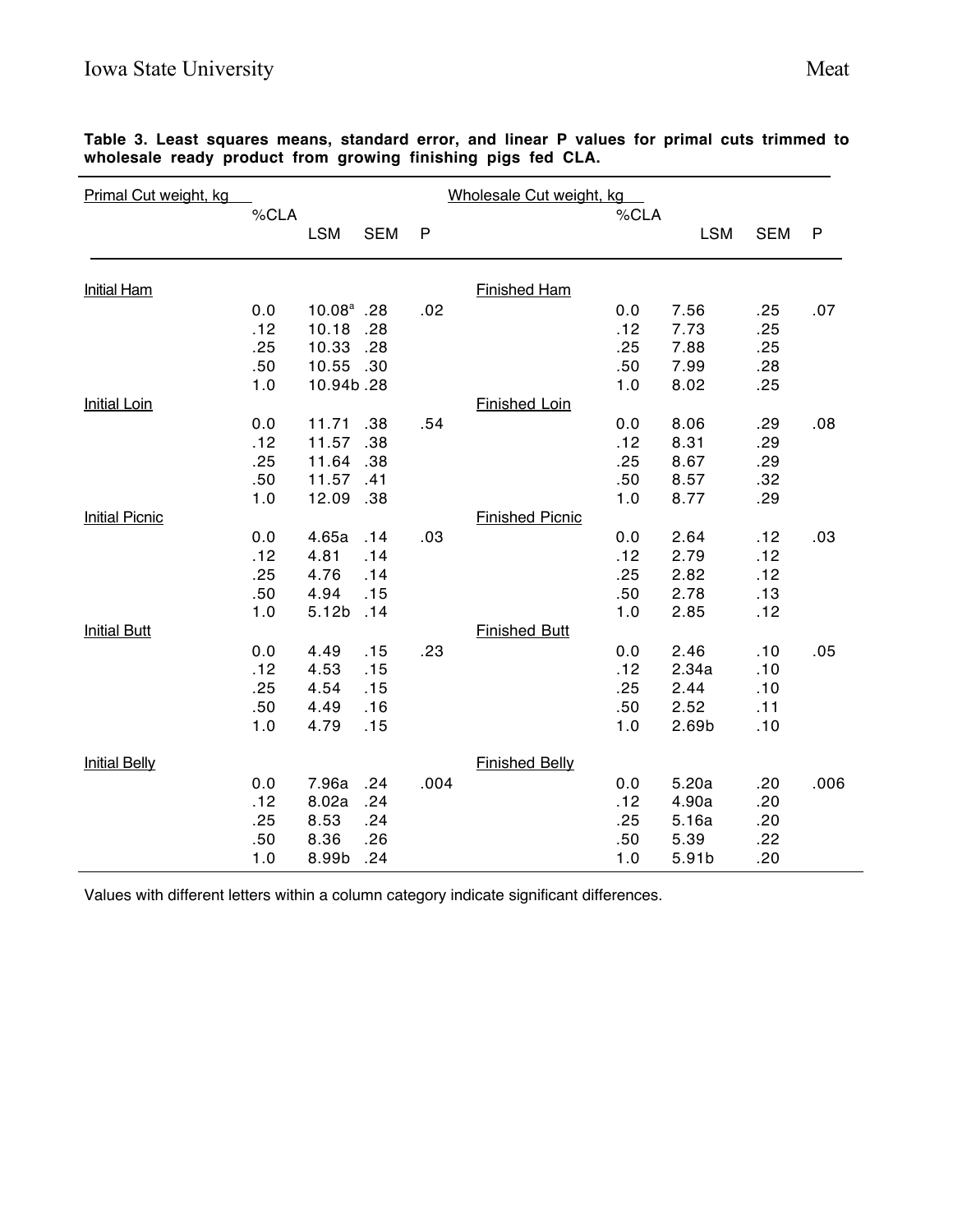**Table 3. Least squares means, standard error, and linear P values for primal cuts trimmed to wholesale ready product from growing finishing pigs fed CLA.**

| Primal Cut weight, kg | | | | | Wholesale Cut weight, kg | | | | |
|---|---|---|---|---|---|---|---|---|---|
| | %CLA | LSM | SEM | P | | %CLA | LSM | SEM | P |
| Initial Ham | | | | | Finished Ham | | | | |
| | 0.0 | 10.08[a] | .28 | .02 | | 0.0 | 7.56 | .25 | .07 |
| | .12 | 10.18 | .28 | | | .12 | 7.73 | .25 | |
| | .25 | 10.33 | .28 | | | .25 | 7.88 | .25 | |
| | .50 | 10.55 | .30 | | | .50 | 7.99 | .28 | |
| | 1.0 | 10.94b | .28 | | | 1.0 | 8.02 | .25 | |
| Initial Loin | | | | | Finished Loin | | | | |
| | 0.0 | 11.71 | .38 | .54 | | 0.0 | 8.06 | .29 | .08 |
| | .12 | 11.57 | .38 | | | .12 | 8.31 | .29 | |
| | .25 | 11.64 | .38 | | | .25 | 8.67 | .29 | |
| | .50 | 11.57 | .41 | | | .50 | 8.57 | .32 | |
| | 1.0 | 12.09 | .38 | | | 1.0 | 8.77 | .29 | |
| Initial Picnic | | | | | Finished Picnic | | | | |
| | 0.0 | 4.65a | .14 | .03 | | 0.0 | 2.64 | .12 | .03 |
| | .12 | 4.81 | .14 | | | .12 | 2.79 | .12 | |
| | .25 | 4.76 | .14 | | | .25 | 2.82 | .12 | |
| | .50 | 4.94 | .15 | | | .50 | 2.78 | .13 | |
| | 1.0 | 5.12b | .14 | | | 1.0 | 2.85 | .12 | |
| Initial Butt | | | | | Finished Butt | | | | |
| | 0.0 | 4.49 | .15 | .23 | | 0.0 | 2.46 | .10 | .05 |
| | .12 | 4.53 | .15 | | | .12 | 2.34a | .10 | |
| | .25 | 4.54 | .15 | | | .25 | 2.44 | .10 | |
| | .50 | 4.49 | .16 | | | .50 | 2.52 | .11 | |
| | 1.0 | 4.79 | .15 | | | 1.0 | 2.69b | .10 | |
| Initial Belly | | | | | Finished Belly | | | | |
| | 0.0 | 7.96a | .24 | .004 | | 0.0 | 5.20a | .20 | .006 |
| | .12 | 8.02a | .24 | | | .12 | 4.90a | .20 | |
| | .25 | 8.53 | .24 | | | .25 | 5.16a | .20 | |
| | .50 | 8.36 | .26 | | | .50 | 5.39 | .22 | |
| | 1.0 | 8.99b | .24 | | | 1.0 | 5.91b | .20 | |

Values with different letters within a column category indicate significant differences.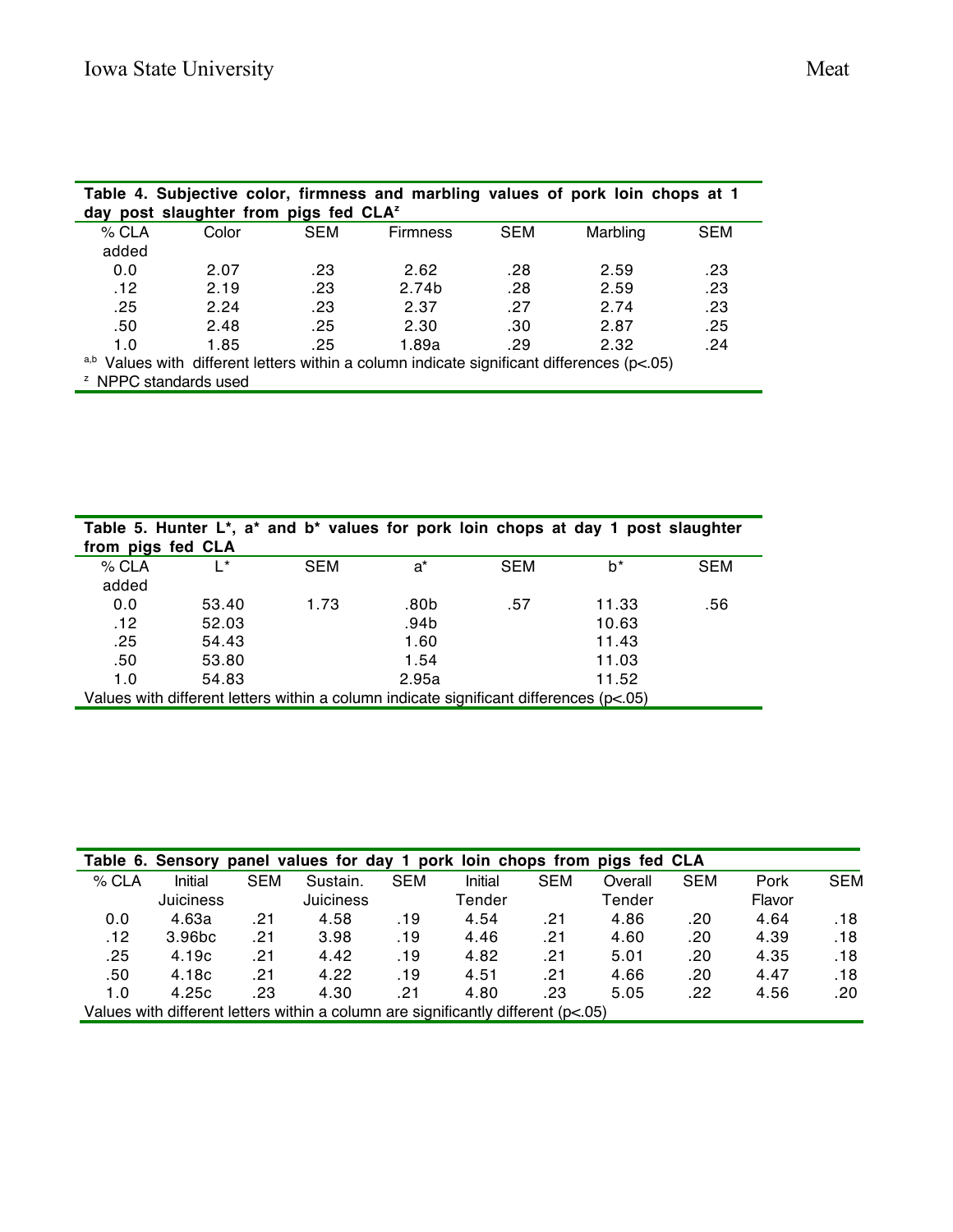**Table 4. Subjective color, firmness and marbling values of pork loin chops at 1 day post slaughter from pigs fed CLA[z]**

| % CLA added | Color | SEM | Firmness | SEM | Marbling | SEM |
|---|---|---|---|---|---|---|
| 0.0 | 2.07 | .23 | 2.62 | .28 | 2.59 | .23 |
| .12 | 2.19 | .23 | 2.74b | .28 | 2.59 | .23 |
| .25 | 2.24 | .23 | 2.37 | .27 | 2.74 | .23 |
| .50 | 2.48 | .25 | 2.30 | .30 | 2.87 | .25 |
| 1.0 | 1.85 | .25 | 1.89a | .29 | 2.32 | .24 |

[a,b] Values with different letters within a column indicate significant differences ($p<.05$)

[z] NPPC standards used

**Table 5. Hunter L*, a* and b* values for pork loin chops at day 1 post slaughter from pigs fed CLA**

| % CLA added | L* | SEM | a* | SEM | b* | SEM |
|---|---|---|---|---|---|---|
| 0.0 | 53.40 | 1.73 | .80b | .57 | 11.33 | .56 |
| .12 | 52.03 | | .94b | | 10.63 | |
| .25 | 54.43 | | 1.60 | | 11.43 | |
| .50 | 53.80 | | 1.54 | | 11.03 | |
| 1.0 | 54.83 | | 2.95a | | 11.52 | |

Values with different letters within a column indicate significant differences ($p<.05$)

**Table 6. Sensory panel values for day 1 pork loin chops from pigs fed CLA**

| % CLA | Initial Juiciness | SEM | Sustain. Juiciness | SEM | Initial Tender | SEM | Overall Tender | SEM | Pork Flavor | SEM |
|---|---|---|---|---|---|---|---|---|---|---|
| 0.0 | 4.63a | .21 | 4.58 | .19 | 4.54 | .21 | 4.86 | .20 | 4.64 | .18 |
| .12 | 3.96bc | .21 | 3.98 | .19 | 4.46 | .21 | 4.60 | .20 | 4.39 | .18 |
| .25 | 4.19c | .21 | 4.42 | .19 | 4.82 | .21 | 5.01 | .20 | 4.35 | .18 |
| .50 | 4.18c | .21 | 4.22 | .19 | 4.51 | .21 | 4.66 | .20 | 4.47 | .18 |
| 1.0 | 4.25c | .23 | 4.30 | .21 | 4.80 | .23 | 5.05 | .22 | 4.56 | .20 |

Values with different letters within a column are significantly different ($p<.05$)